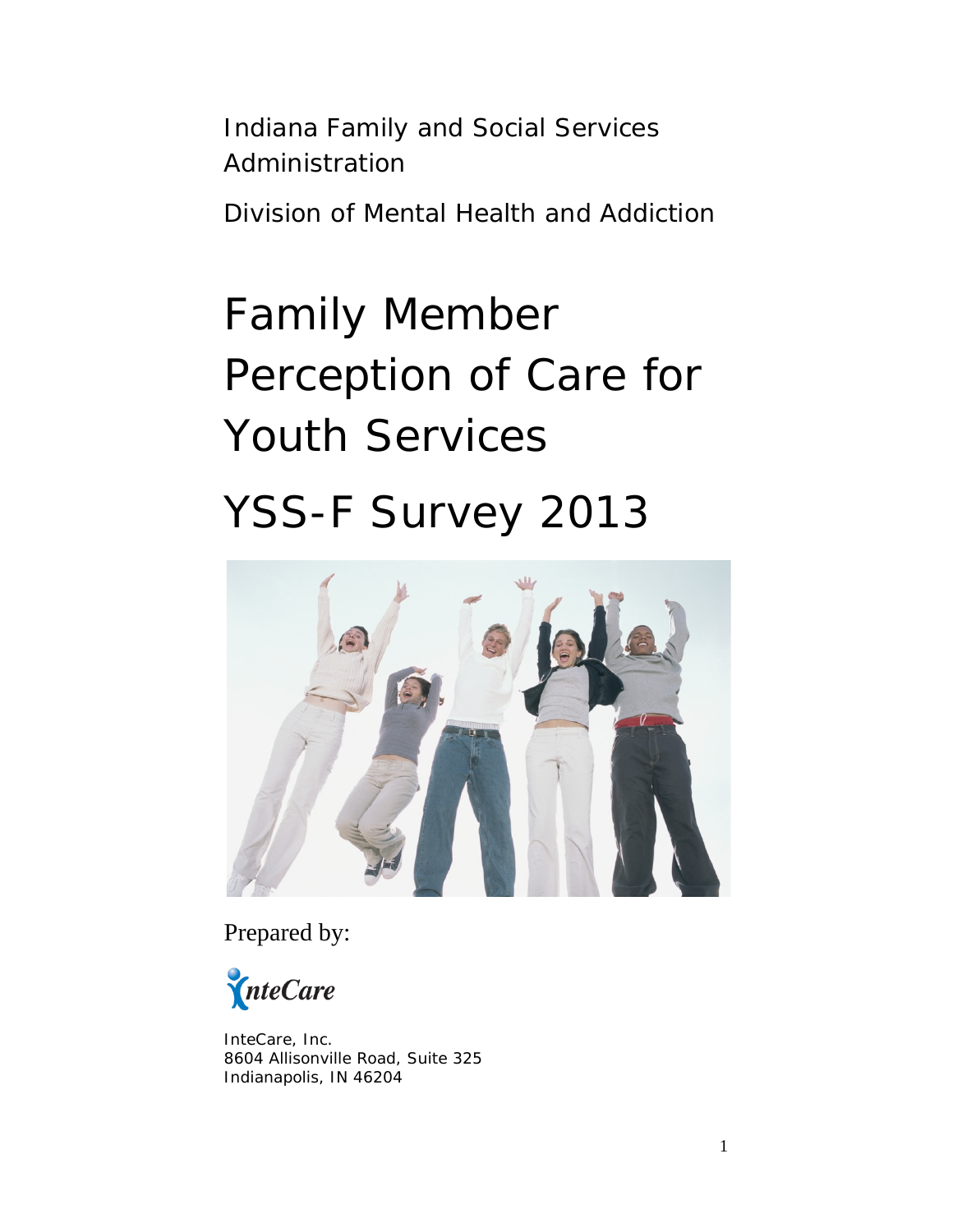Indiana Family and Social Services Administration

Division of Mental Health and Addiction

# Family Member Perception of Care for Youth Services

# YSS-F Survey 2013

Prepared by:

InteCare

InteCare, Inc.
8604 Allisonville Road, Suite 325
Indianapolis, IN 46204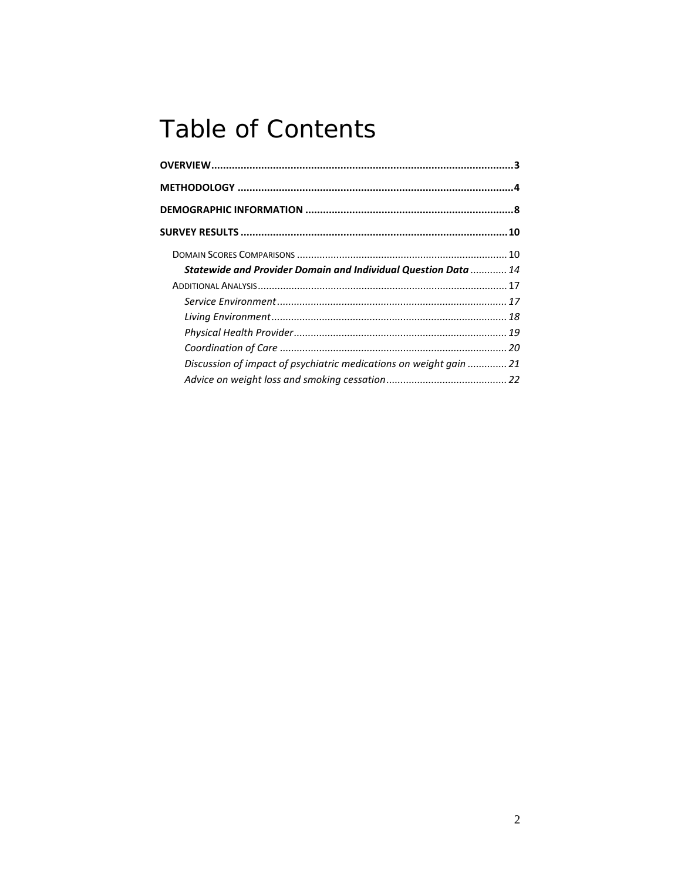# Table of Contents

**OVERVIEW** .......... **3**

**METHODOLOGY** .......... **4**

**DEMOGRAPHIC INFORMATION** .......... **8**

**SURVEY RESULTS** .......... **10**

- DOMAIN SCORES COMPARISONS .......... 10
  - ***Statewide and Provider Domain and Individual Question Data*** .......... *14*
- ADDITIONAL ANALYSIS .......... 17
  - *Service Environment* .......... *17*
  - *Living Environment* .......... *18*
  - *Physical Health Provider* .......... *19*
  - *Coordination of Care* .......... *20*
  - *Discussion of impact of psychiatric medications on weight gain* .......... *21*
  - *Advice on weight loss and smoking cessation* .......... *22*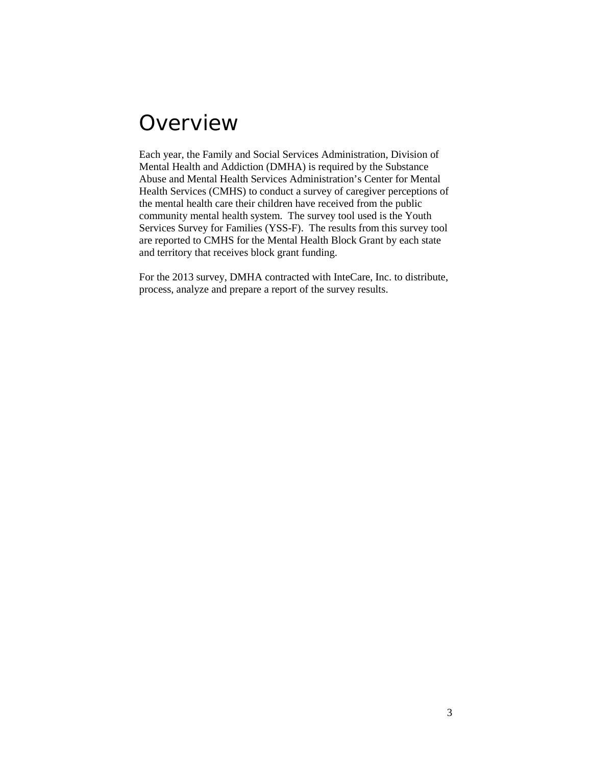# Overview

Each year, the Family and Social Services Administration, Division of Mental Health and Addiction (DMHA) is required by the Substance Abuse and Mental Health Services Administration's Center for Mental Health Services (CMHS) to conduct a survey of caregiver perceptions of the mental health care their children have received from the public community mental health system. The survey tool used is the Youth Services Survey for Families (YSS-F). The results from this survey tool are reported to CMHS for the Mental Health Block Grant by each state and territory that receives block grant funding.

For the 2013 survey, DMHA contracted with InteCare, Inc. to distribute, process, analyze and prepare a report of the survey results.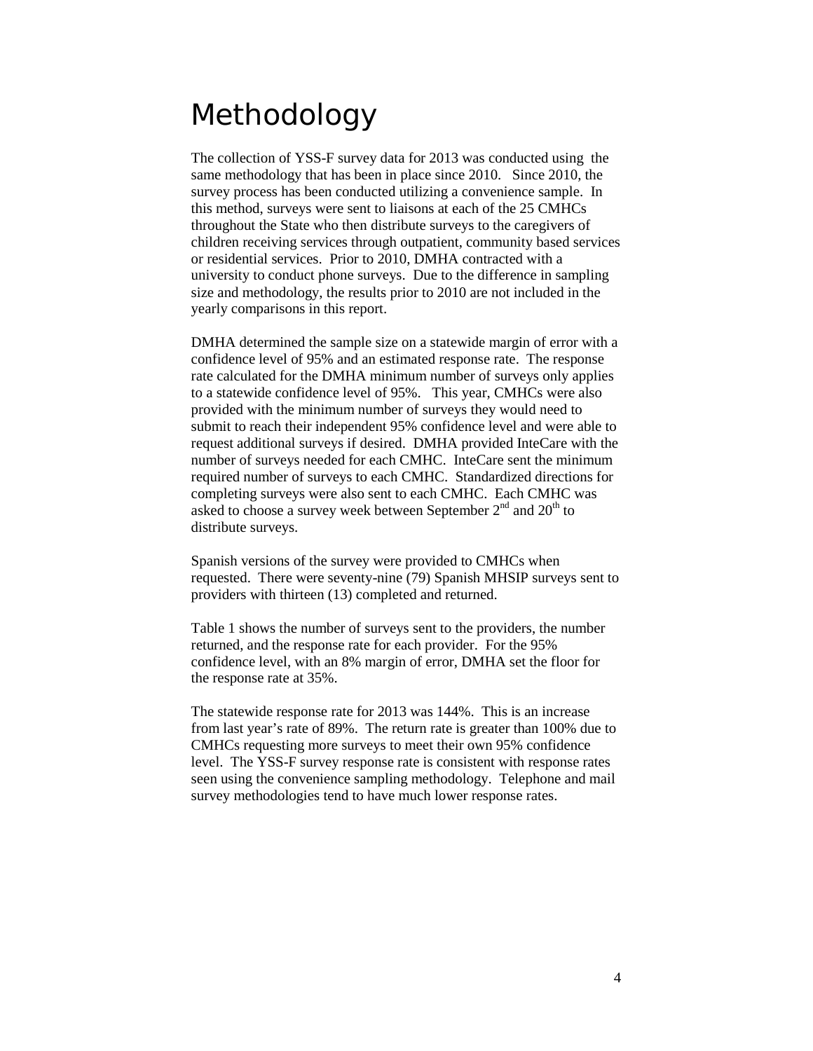# Methodology

The collection of YSS-F survey data for 2013 was conducted using the same methodology that has been in place since 2010. Since 2010, the survey process has been conducted utilizing a convenience sample. In this method, surveys were sent to liaisons at each of the 25 CMHCs throughout the State who then distribute surveys to the caregivers of children receiving services through outpatient, community based services or residential services. Prior to 2010, DMHA contracted with a university to conduct phone surveys. Due to the difference in sampling size and methodology, the results prior to 2010 are not included in the yearly comparisons in this report.

DMHA determined the sample size on a statewide margin of error with a confidence level of 95% and an estimated response rate. The response rate calculated for the DMHA minimum number of surveys only applies to a statewide confidence level of 95%. This year, CMHCs were also provided with the minimum number of surveys they would need to submit to reach their independent 95% confidence level and were able to request additional surveys if desired. DMHA provided InteCare with the number of surveys needed for each CMHC. InteCare sent the minimum required number of surveys to each CMHC. Standardized directions for completing surveys were also sent to each CMHC. Each CMHC was asked to choose a survey week between September 2nd and 20th to distribute surveys.

Spanish versions of the survey were provided to CMHCs when requested. There were seventy-nine (79) Spanish MHSIP surveys sent to providers with thirteen (13) completed and returned.

Table 1 shows the number of surveys sent to the providers, the number returned, and the response rate for each provider. For the 95% confidence level, with an 8% margin of error, DMHA set the floor for the response rate at 35%.

The statewide response rate for 2013 was 144%. This is an increase from last year's rate of 89%. The return rate is greater than 100% due to CMHCs requesting more surveys to meet their own 95% confidence level. The YSS-F survey response rate is consistent with response rates seen using the convenience sampling methodology. Telephone and mail survey methodologies tend to have much lower response rates.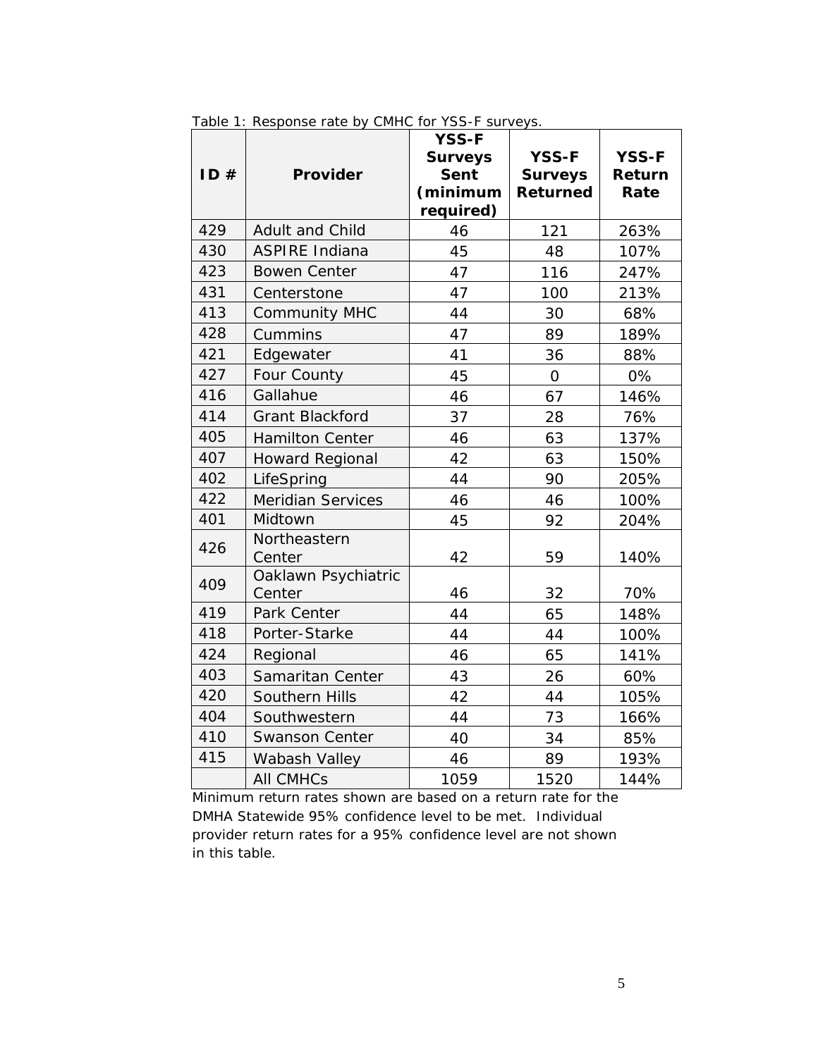Table 1: Response rate by CMHC for YSS-F surveys.

| ID # | Provider | YSS-F Surveys Sent (minimum required) | YSS-F Surveys Returned | YSS-F Return Rate |
|---|---|---|---|---|
| 429 | Adult and Child | 46 | 121 | 263% |
| 430 | ASPIRE Indiana | 45 | 48 | 107% |
| 423 | Bowen Center | 47 | 116 | 247% |
| 431 | Centerstone | 47 | 100 | 213% |
| 413 | Community MHC | 44 | 30 | 68% |
| 428 | Cummins | 47 | 89 | 189% |
| 421 | Edgewater | 41 | 36 | 88% |
| 427 | Four County | 45 | 0 | 0% |
| 416 | Gallahue | 46 | 67 | 146% |
| 414 | Grant Blackford | 37 | 28 | 76% |
| 405 | Hamilton Center | 46 | 63 | 137% |
| 407 | Howard Regional | 42 | 63 | 150% |
| 402 | LifeSpring | 44 | 90 | 205% |
| 422 | Meridian Services | 46 | 46 | 100% |
| 401 | Midtown | 45 | 92 | 204% |
| 426 | Northeastern Center | 42 | 59 | 140% |
| 409 | Oaklawn Psychiatric Center | 46 | 32 | 70% |
| 419 | Park Center | 44 | 65 | 148% |
| 418 | Porter-Starke | 44 | 44 | 100% |
| 424 | Regional | 46 | 65 | 141% |
| 403 | Samaritan Center | 43 | 26 | 60% |
| 420 | Southern Hills | 42 | 44 | 105% |
| 404 | Southwestern | 44 | 73 | 166% |
| 410 | Swanson Center | 40 | 34 | 85% |
| 415 | Wabash Valley | 46 | 89 | 193% |
| | All CMHCs | 1059 | 1520 | 144% |

Minimum return rates shown are based on a return rate for the DMHA Statewide 95% confidence level to be met. Individual provider return rates for a 95% confidence level are not shown in this table.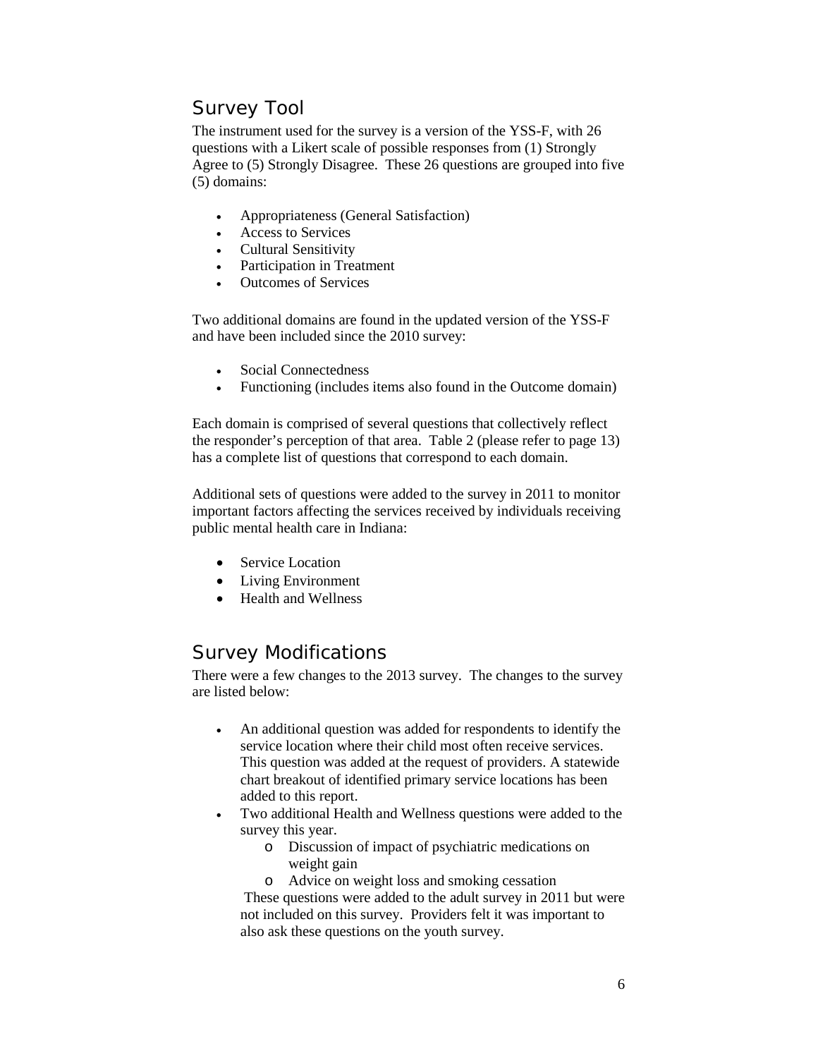## Survey Tool

The instrument used for the survey is a version of the YSS-F, with 26 questions with a Likert scale of possible responses from (1) Strongly Agree to (5) Strongly Disagree. These 26 questions are grouped into five (5) domains:

- Appropriateness (General Satisfaction)
- Access to Services
- Cultural Sensitivity
- Participation in Treatment
- Outcomes of Services

Two additional domains are found in the updated version of the YSS-F and have been included since the 2010 survey:

- Social Connectedness
- Functioning (includes items also found in the Outcome domain)

Each domain is comprised of several questions that collectively reflect the responder's perception of that area. Table 2 (please refer to page 13) has a complete list of questions that correspond to each domain.

Additional sets of questions were added to the survey in 2011 to monitor important factors affecting the services received by individuals receiving public mental health care in Indiana:

- Service Location
- Living Environment
- Health and Wellness

## Survey Modifications

There were a few changes to the 2013 survey. The changes to the survey are listed below:

- An additional question was added for respondents to identify the service location where their child most often receive services. This question was added at the request of providers. A statewide chart breakout of identified primary service locations has been added to this report.
- Two additional Health and Wellness questions were added to the survey this year.
    - Discussion of impact of psychiatric medications on weight gain
    - Advice on weight loss and smoking cessation

  These questions were added to the adult survey in 2011 but were not included on this survey. Providers felt it was important to also ask these questions on the youth survey.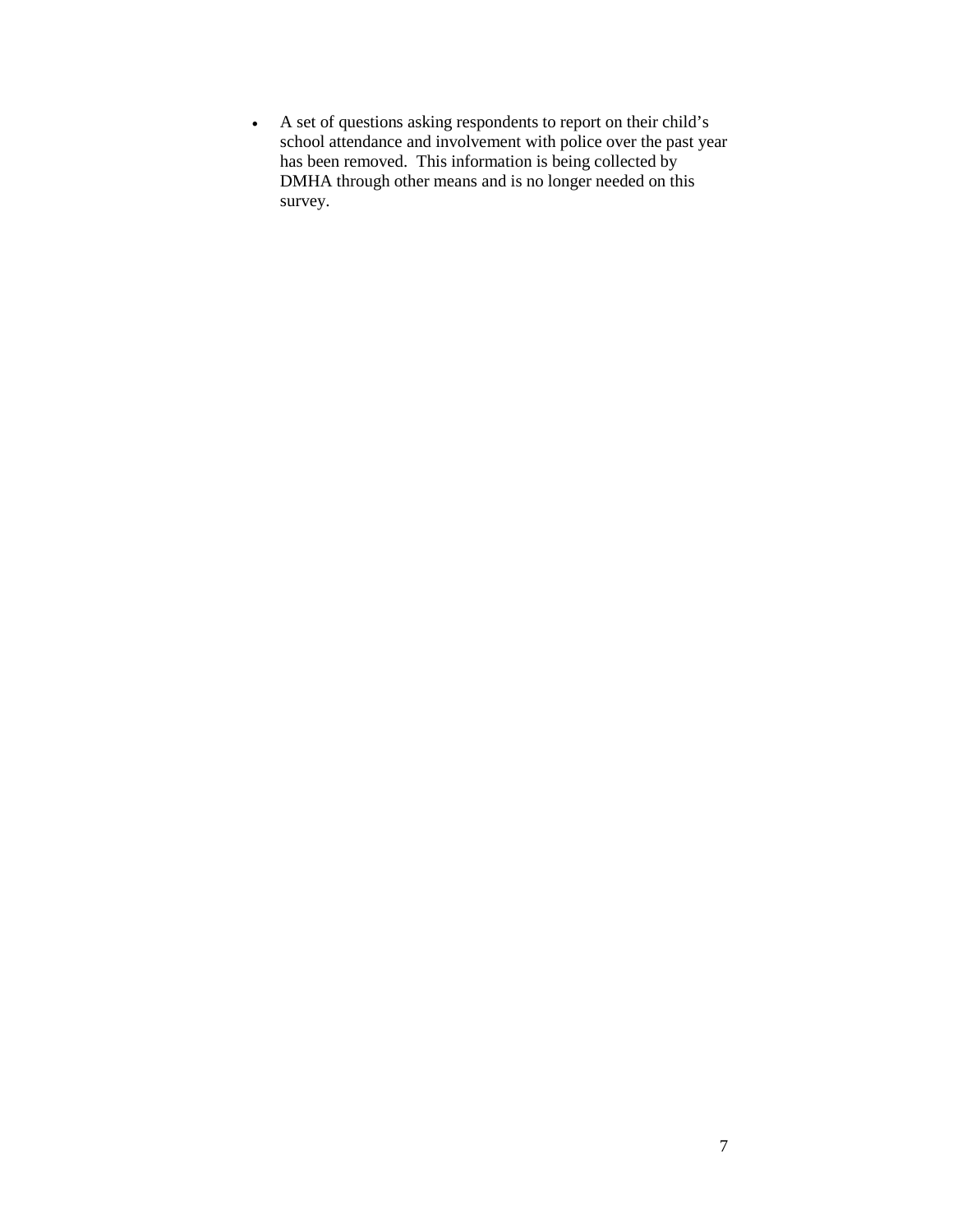- A set of questions asking respondents to report on their child's school attendance and involvement with police over the past year has been removed.  This information is being collected by DMHA through other means and is no longer needed on this survey.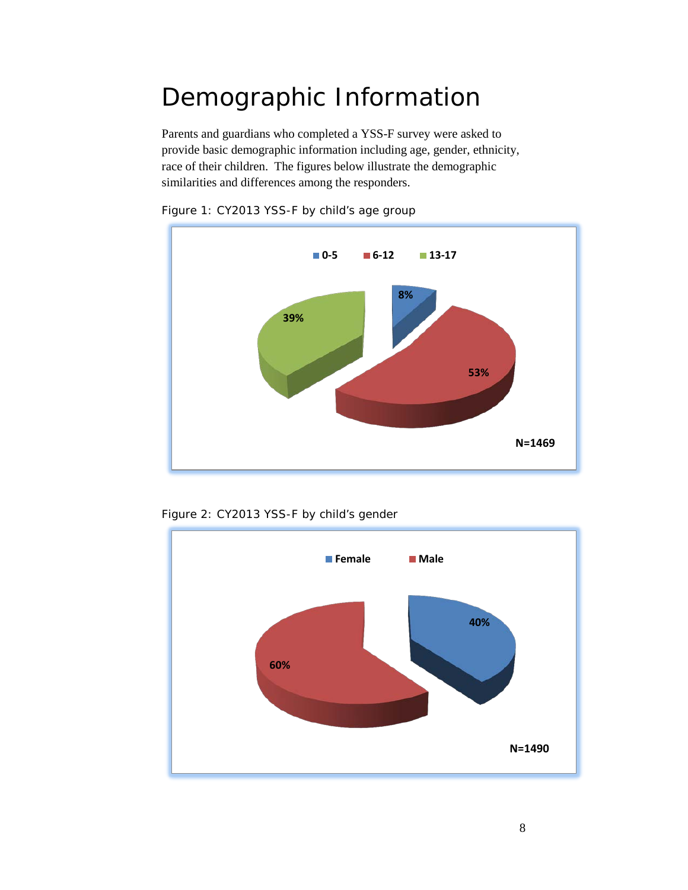# Demographic Information

Parents and guardians who completed a YSS-F survey were asked to provide basic demographic information including age, gender, ethnicity, race of their children. The figures below illustrate the demographic similarities and differences among the responders.

Figure 1: CY2013 YSS-F by child's age group

Figure 2: CY2013 YSS-F by child's gender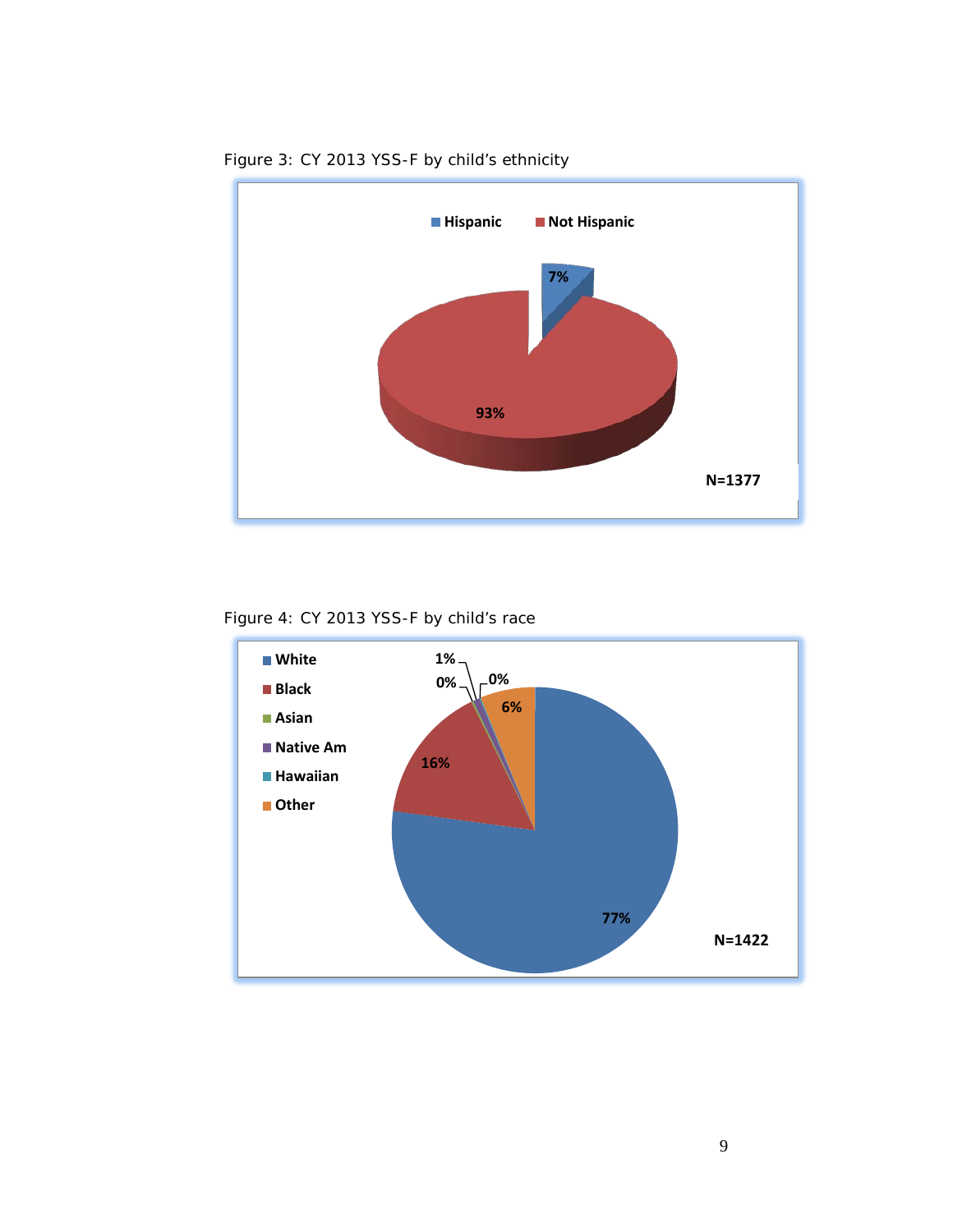Figure 3: CY 2013 YSS-F by child's ethnicity

Hispanic | Not Hispanic

7%

93%

N=1377

Figure 4: CY 2013 YSS-F by child's race

White
Black
Asian
Native Am
Hawaiian
Other

1%
0%
0%
6%
16%
77%

N=1422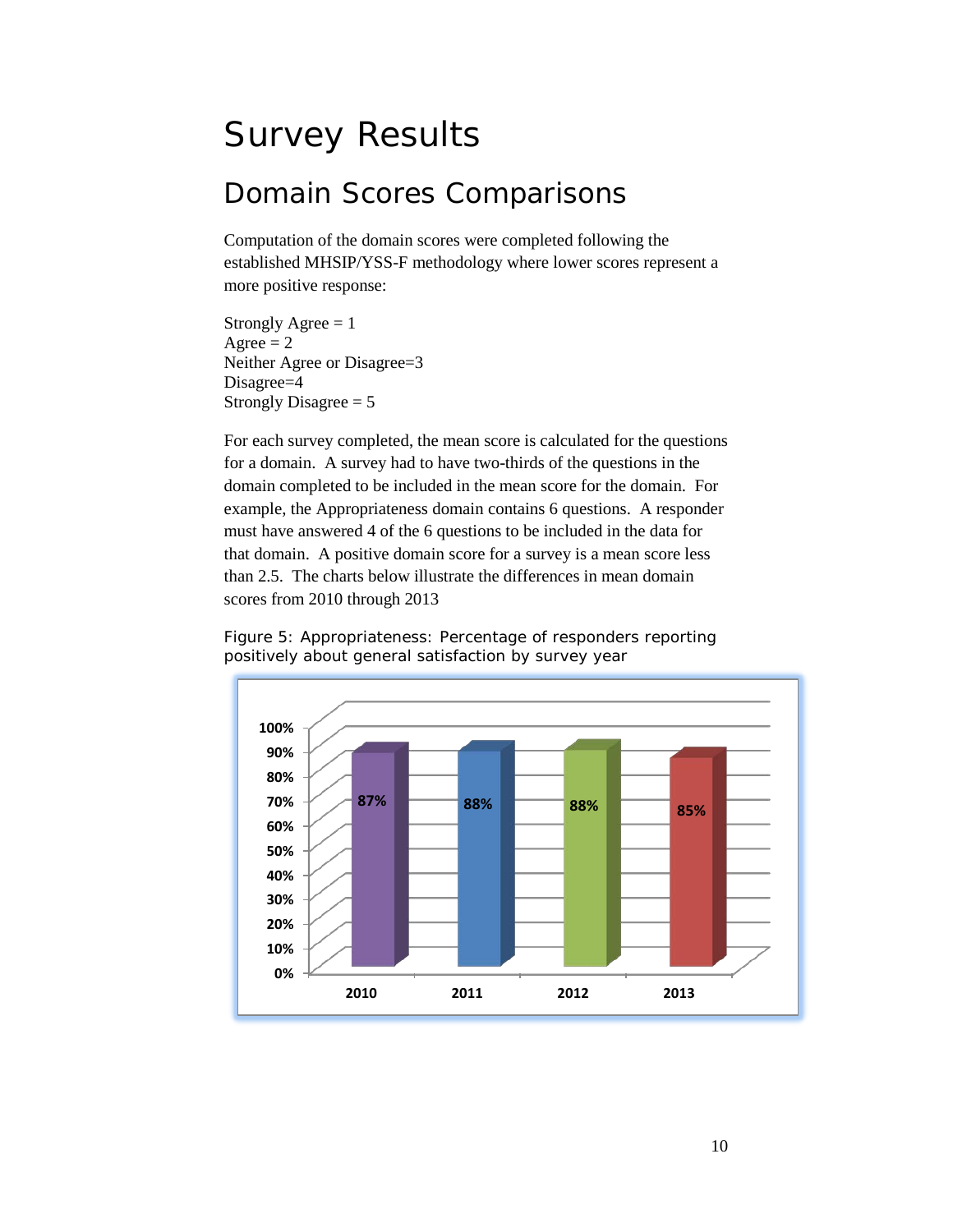# Survey Results

## Domain Scores Comparisons

Computation of the domain scores were completed following the established MHSIP/YSS-F methodology where lower scores represent a more positive response:

Strongly Agree = 1
Agree = 2
Neither Agree or Disagree=3
Disagree=4
Strongly Disagree = 5

For each survey completed, the mean score is calculated for the questions for a domain. A survey had to have two-thirds of the questions in the domain completed to be included in the mean score for the domain. For example, the Appropriateness domain contains 6 questions. A responder must have answered 4 of the 6 questions to be included in the data for that domain. A positive domain score for a survey is a mean score less than 2.5. The charts below illustrate the differences in mean domain scores from 2010 through 2013

Figure 5: Appropriateness: Percentage of responders reporting positively about general satisfaction by survey year

| Year | Percentage |
|---|---|
| 2010 | 87% |
| 2011 | 88% |
| 2012 | 88% |
| 2013 | 85% |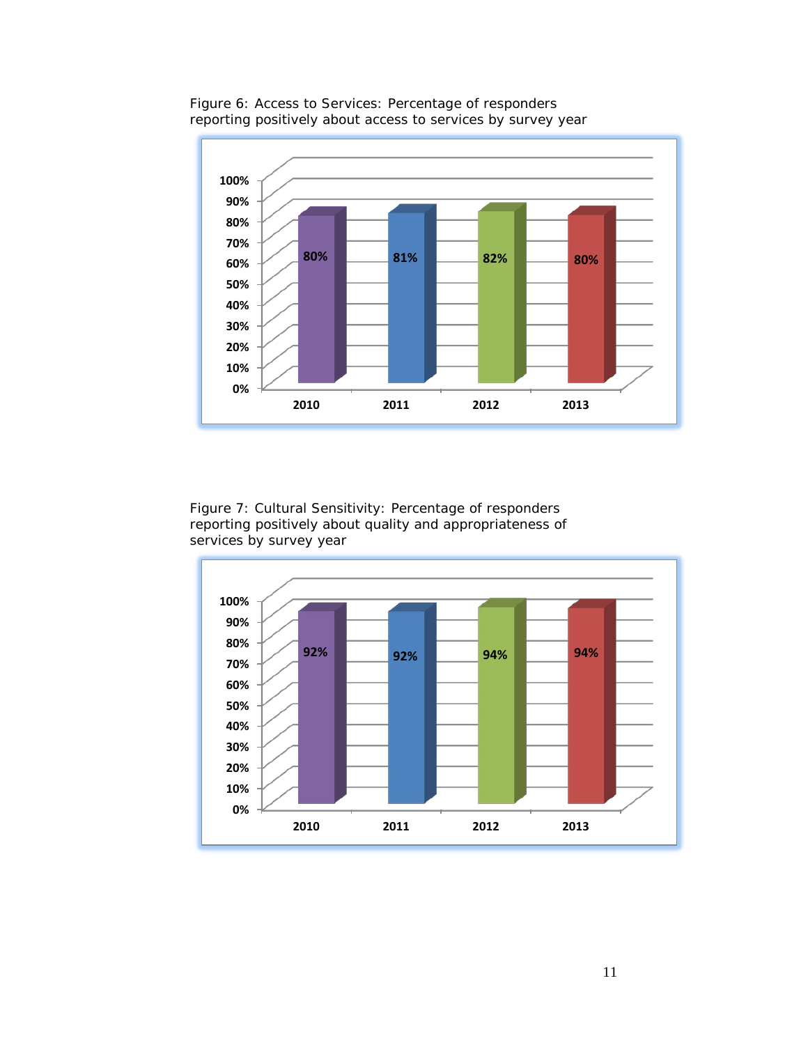Figure 6: Access to Services: Percentage of responders reporting positively about access to services by survey year

| Year | Percentage |
|---|---|
| 2010 | 80% |
| 2011 | 81% |
| 2012 | 82% |
| 2013 | 80% |

Figure 7: Cultural Sensitivity: Percentage of responders reporting positively about quality and appropriateness of services by survey year

| Year | Percentage |
|---|---|
| 2010 | 92% |
| 2011 | 92% |
| 2012 | 94% |
| 2013 | 94% |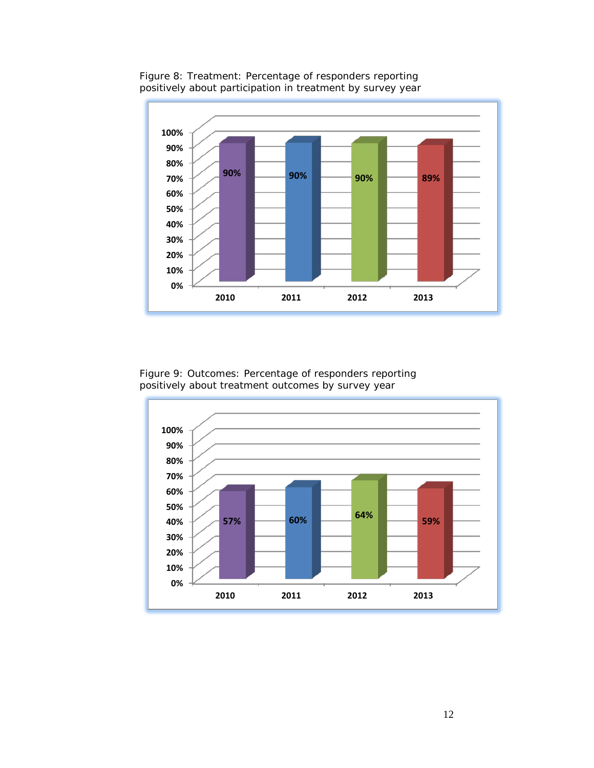Figure 8: Treatment: Percentage of responders reporting positively about participation in treatment by survey year

| Year | Percentage |
|---|---|
| 2010 | 90% |
| 2011 | 90% |
| 2012 | 90% |
| 2013 | 89% |

Figure 9: Outcomes: Percentage of responders reporting positively about treatment outcomes by survey year

| Year | Percentage |
|---|---|
| 2010 | 57% |
| 2011 | 60% |
| 2012 | 64% |
| 2013 | 59% |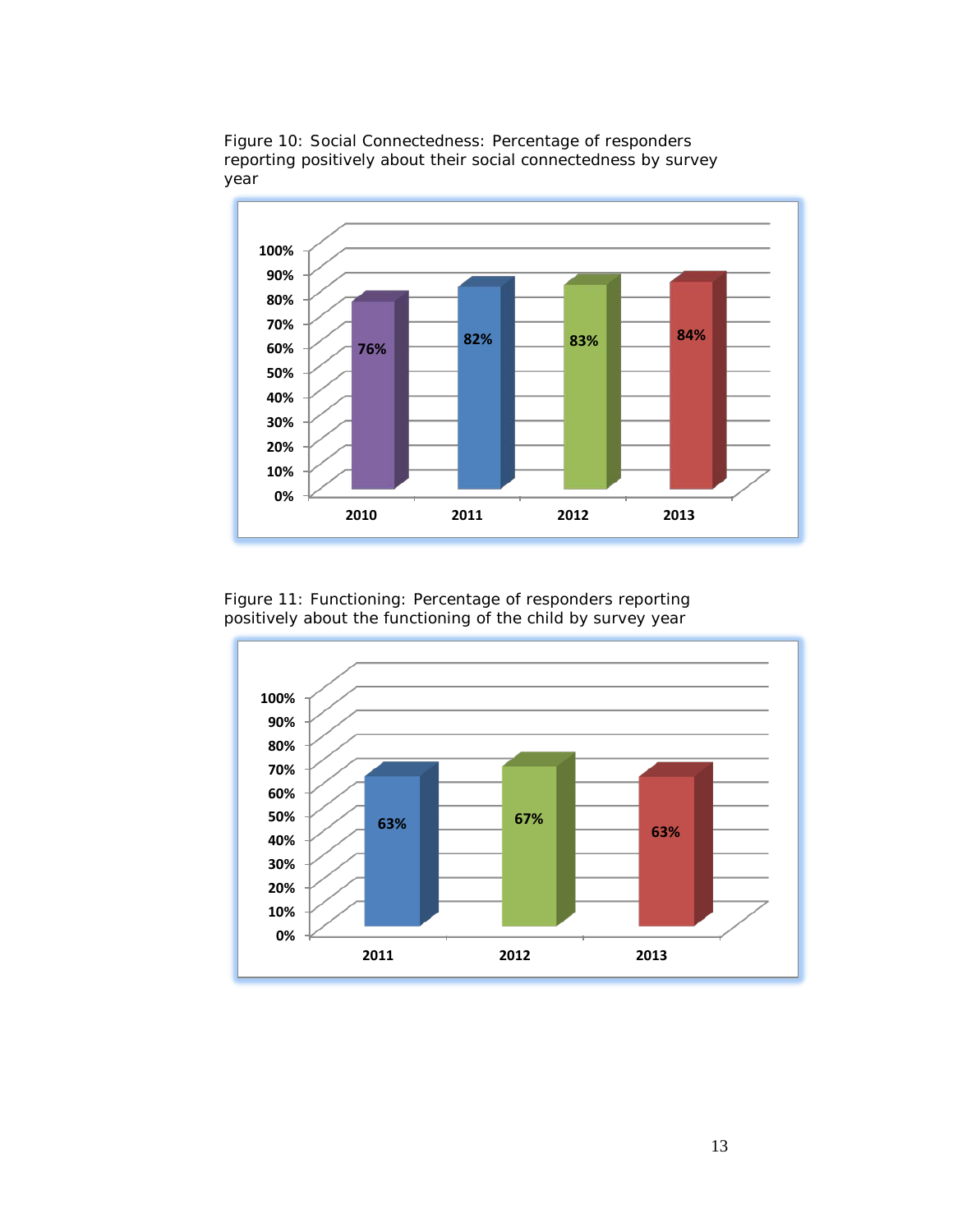Figure 10: Social Connectedness: Percentage of responders reporting positively about their social connectedness by survey year

| Year | Percentage |
|---|---|
| 2010 | 76% |
| 2011 | 82% |
| 2012 | 83% |
| 2013 | 84% |

Figure 11: Functioning: Percentage of responders reporting positively about the functioning of the child by survey year

| Year | Percentage |
|---|---|
| 2011 | 63% |
| 2012 | 67% |
| 2013 | 63% |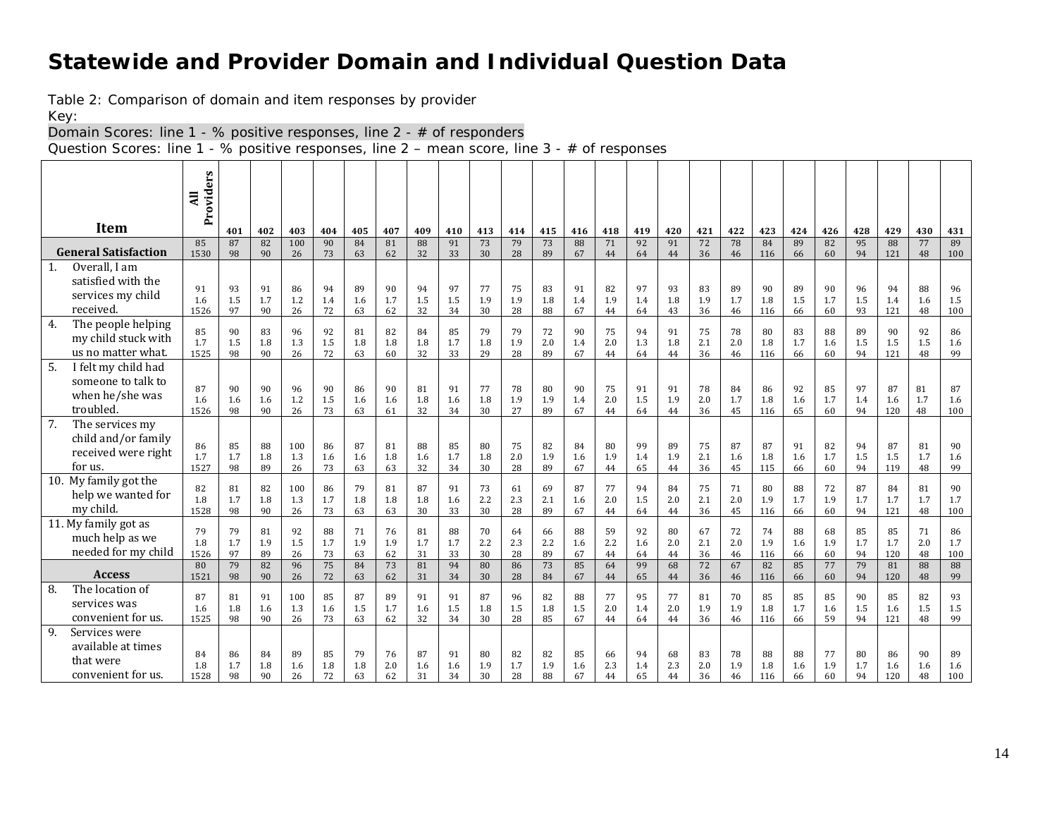# Statewide and Provider Domain and Individual Question Data

Table 2: Comparison of domain and item responses by provider

Key:

Domain Scores: line 1 - % positive responses, line 2 - # of responders

Question Scores: line 1 - % positive responses, line 2 – mean score, line 3 - # of responses

| Item | All Providers | 401 | 402 | 403 | 404 | 405 | 407 | 409 | 410 | 413 | 414 | 415 | 416 | 418 | 419 | 420 | 421 | 422 | 423 | 424 | 426 | 428 | 429 | 430 | 431 |
|---|---|---|---|---|---|---|---|---|---|---|---|---|---|---|---|---|---|---|---|---|---|---|---|---|---|
| **General Satisfaction** | 85<br>1530 | 87<br>98 | 82<br>90 | 100<br>26 | 90<br>73 | 84<br>63 | 81<br>62 | 88<br>32 | 91<br>33 | 73<br>30 | 79<br>28 | 73<br>89 | 88<br>67 | 71<br>44 | 92<br>64 | 91<br>44 | 72<br>36 | 78<br>46 | 84<br>116 | 89<br>66 | 82<br>60 | 95<br>94 | 88<br>121 | 77<br>48 | 89<br>100 |
| 1. Overall, I am satisfied with the services my child received. | 91<br>1.6<br>1526 | 93<br>1.5<br>97 | 91<br>1.7<br>90 | 86<br>1.2<br>26 | 94<br>1.4<br>72 | 89<br>1.6<br>63 | 90<br>1.7<br>62 | 94<br>1.5<br>32 | 97<br>1.5<br>34 | 77<br>1.9<br>30 | 75<br>1.9<br>28 | 83<br>1.8<br>88 | 91<br>1.4<br>67 | 82<br>1.9<br>44 | 97<br>1.4<br>64 | 93<br>1.8<br>43 | 83<br>1.9<br>36 | 89<br>1.7<br>46 | 90<br>1.8<br>116 | 89<br>1.5<br>66 | 90<br>1.7<br>60 | 96<br>1.5<br>93 | 94<br>1.4<br>121 | 88<br>1.6<br>48 | 96<br>1.5<br>100 |
| 4. The people helping my child stuck with us no matter what. | 85<br>1.7<br>1525 | 90<br>1.5<br>98 | 83<br>1.8<br>90 | 96<br>1.3<br>26 | 92<br>1.5<br>72 | 81<br>1.8<br>63 | 82<br>1.8<br>60 | 84<br>1.8<br>32 | 85<br>1.7<br>33 | 79<br>1.8<br>29 | 79<br>1.9<br>28 | 72<br>2.0<br>89 | 90<br>1.4<br>67 | 75<br>2.0<br>44 | 94<br>1.3<br>64 | 91<br>1.8<br>44 | 75<br>2.1<br>36 | 78<br>2.0<br>46 | 80<br>1.8<br>116 | 83<br>1.7<br>66 | 88<br>1.6<br>60 | 89<br>1.5<br>94 | 90<br>1.5<br>121 | 92<br>1.5<br>48 | 86<br>1.6<br>99 |
| 5. I felt my child had someone to talk to when he/she was troubled. | 87<br>1.6<br>1526 | 90<br>1.6<br>98 | 90<br>1.6<br>90 | 96<br>1.2<br>26 | 90<br>1.5<br>73 | 86<br>1.6<br>63 | 90<br>1.6<br>61 | 81<br>1.8<br>32 | 91<br>1.6<br>34 | 77<br>1.8<br>30 | 78<br>1.9<br>27 | 80<br>1.9<br>89 | 90<br>1.4<br>67 | 75<br>2.0<br>44 | 91<br>1.5<br>64 | 91<br>1.9<br>44 | 78<br>2.0<br>36 | 84<br>1.7<br>45 | 86<br>1.8<br>116 | 92<br>1.6<br>65 | 85<br>1.7<br>60 | 97<br>1.4<br>94 | 87<br>1.6<br>120 | 81<br>1.7<br>48 | 87<br>1.6<br>100 |
| 7. The services my child and/or family received were right for us. | 86<br>1.7<br>1527 | 85<br>1.7<br>98 | 88<br>1.8<br>89 | 100<br>1.3<br>26 | 86<br>1.6<br>73 | 87<br>1.6<br>63 | 81<br>1.8<br>63 | 88<br>1.6<br>32 | 85<br>1.7<br>34 | 80<br>1.8<br>30 | 75<br>2.0<br>28 | 82<br>1.9<br>89 | 84<br>1.6<br>67 | 80<br>1.9<br>44 | 99<br>1.4<br>65 | 89<br>1.9<br>44 | 75<br>2.1<br>36 | 87<br>1.6<br>45 | 87<br>1.8<br>115 | 91<br>1.6<br>66 | 82<br>1.7<br>60 | 94<br>1.5<br>94 | 87<br>1.5<br>119 | 81<br>1.7<br>48 | 90<br>1.6<br>99 |
| 10. My family got the help we wanted for my child. | 82<br>1.8<br>1528 | 81<br>1.7<br>98 | 82<br>1.8<br>90 | 100<br>1.3<br>26 | 86<br>1.7<br>73 | 79<br>1.8<br>63 | 81<br>1.8<br>63 | 87<br>1.8<br>30 | 91<br>1.6<br>33 | 73<br>2.2<br>30 | 61<br>2.3<br>28 | 69<br>2.1<br>89 | 87<br>1.6<br>67 | 77<br>2.0<br>44 | 94<br>1.5<br>64 | 84<br>2.0<br>44 | 75<br>2.1<br>36 | 71<br>2.0<br>45 | 80<br>1.9<br>116 | 88<br>1.7<br>66 | 72<br>1.9<br>60 | 87<br>1.7<br>94 | 84<br>1.7<br>121 | 81<br>1.7<br>48 | 90<br>1.7<br>100 |
| 11. My family got as much help as we needed for my child | 79<br>1.8<br>1526 | 79<br>1.7<br>97 | 81<br>1.9<br>89 | 92<br>1.5<br>26 | 88<br>1.7<br>73 | 71<br>1.9<br>63 | 76<br>1.9<br>62 | 81<br>1.7<br>31 | 88<br>1.7<br>33 | 70<br>2.2<br>30 | 64<br>2.3<br>28 | 66<br>2.2<br>89 | 88<br>1.6<br>67 | 59<br>2.2<br>44 | 92<br>1.6<br>64 | 80<br>2.0<br>44 | 67<br>2.1<br>36 | 72<br>2.0<br>46 | 74<br>1.9<br>116 | 88<br>1.6<br>66 | 68<br>1.9<br>60 | 85<br>1.7<br>94 | 85<br>1.7<br>120 | 71<br>2.0<br>48 | 86<br>1.7<br>100 |
| **Access** | 80<br>1521 | 79<br>98 | 82<br>90 | 96<br>26 | 75<br>72 | 84<br>63 | 73<br>62 | 81<br>31 | 94<br>34 | 80<br>30 | 86<br>28 | 73<br>84 | 85<br>67 | 64<br>44 | 99<br>65 | 68<br>44 | 72<br>36 | 67<br>46 | 82<br>116 | 85<br>66 | 77<br>60 | 79<br>94 | 81<br>120 | 88<br>48 | 88<br>99 |
| 8. The location of services was convenient for us. | 87<br>1.6<br>1525 | 81<br>1.8<br>98 | 91<br>1.6<br>90 | 100<br>1.3<br>26 | 85<br>1.6<br>73 | 87<br>1.5<br>63 | 89<br>1.7<br>62 | 91<br>1.6<br>32 | 91<br>1.5<br>34 | 87<br>1.8<br>30 | 96<br>1.5<br>28 | 82<br>1.8<br>85 | 88<br>1.5<br>67 | 77<br>2.0<br>44 | 95<br>1.4<br>64 | 77<br>2.0<br>44 | 81<br>1.9<br>36 | 70<br>1.9<br>46 | 85<br>1.8<br>116 | 85<br>1.7<br>66 | 85<br>1.6<br>59 | 90<br>1.5<br>94 | 85<br>1.6<br>121 | 82<br>1.5<br>48 | 93<br>1.5<br>99 |
| 9. Services were available at times that were convenient for us. | 84<br>1.8<br>1528 | 86<br>1.7<br>98 | 84<br>1.8<br>90 | 89<br>1.6<br>26 | 85<br>1.8<br>72 | 79<br>1.8<br>63 | 76<br>2.0<br>62 | 87<br>1.6<br>31 | 91<br>1.6<br>34 | 80<br>1.9<br>30 | 82<br>1.7<br>28 | 82<br>1.9<br>88 | 85<br>1.6<br>67 | 66<br>2.3<br>44 | 94<br>1.4<br>65 | 68<br>2.3<br>44 | 83<br>2.0<br>36 | 78<br>1.9<br>46 | 88<br>1.8<br>116 | 88<br>1.6<br>66 | 77<br>1.9<br>60 | 80<br>1.7<br>94 | 86<br>1.6<br>120 | 90<br>1.6<br>48 | 89<br>1.6<br>100 |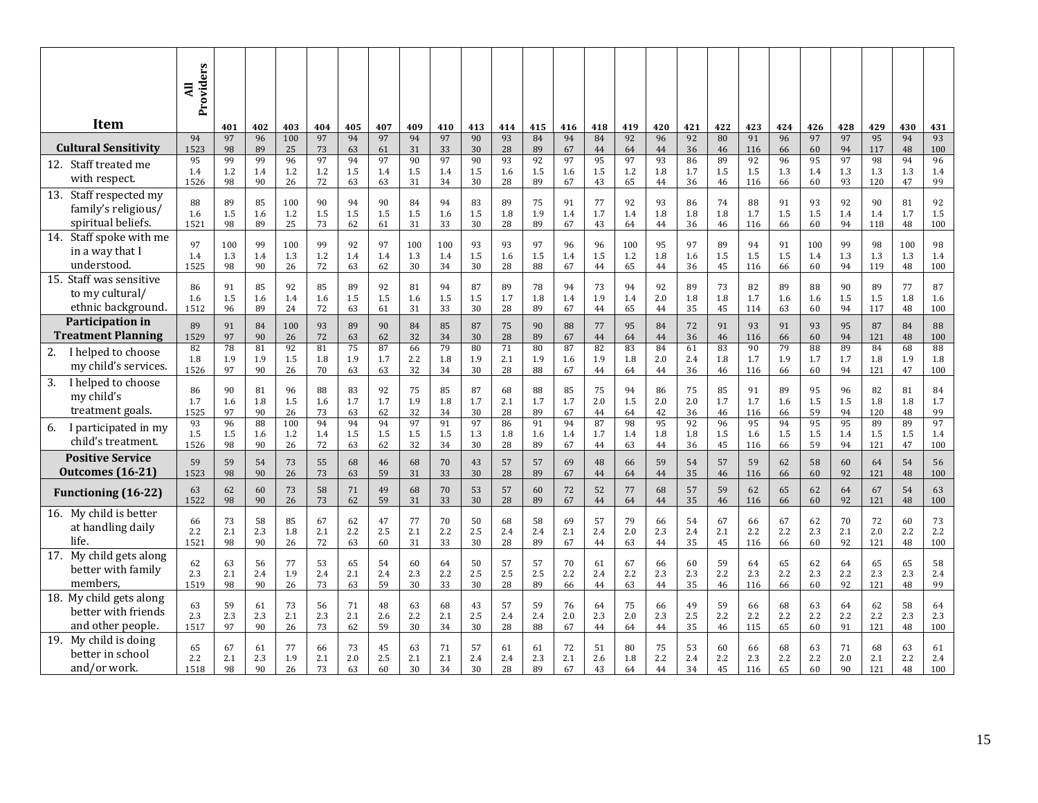| Item | All Providers | 401 | 402 | 403 | 404 | 405 | 407 | 409 | 410 | 413 | 414 | 415 | 416 | 418 | 419 | 420 | 421 | 422 | 423 | 424 | 426 | 428 | 429 | 430 | 431 |
|---|---|---|---|---|---|---|---|---|---|---|---|---|---|---|---|---|---|---|---|---|---|---|---|---|---|
| **Cultural Sensitivity** | 94<br>1523 | 97<br>98 | 96<br>89 | 100<br>25 | 97<br>73 | 94<br>63 | 97<br>61 | 94<br>31 | 97<br>33 | 90<br>30 | 93<br>28 | 84<br>89 | 94<br>67 | 84<br>44 | 92<br>64 | 96<br>44 | 92<br>36 | 80<br>46 | 91<br>116 | 96<br>66 | 97<br>60 | 97<br>94 | 95<br>117 | 94<br>48 | 93<br>100 |
| 12. Staff treated me with respect. | 95<br>1.4<br>1526 | 99<br>1.2<br>98 | 99<br>1.4<br>90 | 96<br>1.2<br>26 | 97<br>1.2<br>72 | 94<br>1.5<br>63 | 97<br>1.4<br>63 | 90<br>1.5<br>31 | 97<br>1.4<br>34 | 90<br>1.5<br>30 | 93<br>1.6<br>28 | 92<br>1.5<br>89 | 97<br>1.6<br>67 | 95<br>1.5<br>43 | 97<br>1.2<br>65 | 93<br>1.8<br>44 | 86<br>1.7<br>36 | 89<br>1.5<br>46 | 92<br>1.5<br>116 | 96<br>1.3<br>66 | 95<br>1.4<br>60 | 97<br>1.3<br>93 | 98<br>1.3<br>120 | 94<br>1.3<br>47 | 96<br>1.4<br>99 |
| 13. Staff respected my family's religious/ spiritual beliefs. | 88<br>1.6<br>1521 | 89<br>1.5<br>98 | 85<br>1.6<br>89 | 100<br>1.2<br>25 | 90<br>1.5<br>73 | 94<br>1.5<br>62 | 90<br>1.5<br>61 | 84<br>1.5<br>31 | 94<br>1.6<br>33 | 83<br>1.5<br>30 | 89<br>1.8<br>28 | 75<br>1.9<br>89 | 91<br>1.4<br>67 | 77<br>1.7<br>43 | 92<br>1.4<br>64 | 93<br>1.8<br>44 | 86<br>1.8<br>36 | 74<br>1.8<br>46 | 88<br>1.7<br>116 | 91<br>1.5<br>66 | 93<br>1.5<br>60 | 92<br>1.4<br>94 | 90<br>1.4<br>118 | 81<br>1.7<br>48 | 92<br>1.5<br>100 |
| 14. Staff spoke with me in a way that I understood. | 97<br>1.4<br>1525 | 100<br>1.3<br>98 | 99<br>1.4<br>90 | 100<br>1.3<br>26 | 99<br>1.2<br>72 | 92<br>1.4<br>63 | 97<br>1.4<br>62 | 100<br>1.3<br>30 | 100<br>1.4<br>34 | 93<br>1.5<br>30 | 93<br>1.6<br>28 | 97<br>1.5<br>88 | 96<br>1.4<br>67 | 96<br>1.5<br>44 | 100<br>1.2<br>65 | 95<br>1.8<br>44 | 97<br>1.6<br>36 | 89<br>1.5<br>45 | 94<br>1.5<br>116 | 91<br>1.5<br>66 | 100<br>1.4<br>60 | 99<br>1.3<br>94 | 98<br>1.3<br>119 | 100<br>1.3<br>48 | 98<br>1.4<br>100 |
| 15. Staff was sensitive to my cultural/ ethnic background. | 86<br>1.6<br>1512 | 91<br>1.5<br>96 | 85<br>1.6<br>89 | 92<br>1.4<br>24 | 85<br>1.6<br>72 | 89<br>1.5<br>63 | 92<br>1.5<br>61 | 81<br>1.6<br>31 | 94<br>1.5<br>33 | 87<br>1.5<br>30 | 89<br>1.7<br>28 | 78<br>1.8<br>89 | 94<br>1.4<br>67 | 73<br>1.9<br>44 | 94<br>1.4<br>65 | 92<br>2.0<br>44 | 89<br>1.8<br>35 | 73<br>1.8<br>45 | 82<br>1.7<br>114 | 89<br>1.6<br>63 | 88<br>1.6<br>60 | 90<br>1.5<br>94 | 89<br>1.5<br>117 | 77<br>1.8<br>48 | 87<br>1.6<br>100 |
| **Participation in Treatment Planning** | 89<br>1529 | 91<br>97 | 84<br>90 | 100<br>26 | 93<br>72 | 89<br>63 | 90<br>62 | 84<br>32 | 85<br>34 | 87<br>30 | 75<br>28 | 90<br>89 | 88<br>67 | 77<br>44 | 95<br>64 | 84<br>44 | 72<br>36 | 91<br>46 | 93<br>116 | 91<br>66 | 93<br>60 | 95<br>94 | 87<br>121 | 84<br>48 | 88<br>100 |
| 2. I helped to choose my child's services. | 82<br>1.8<br>1526 | 78<br>1.9<br>97 | 81<br>1.9<br>90 | 92<br>1.5<br>26 | 81<br>1.8<br>70 | 75<br>1.9<br>63 | 87<br>1.7<br>63 | 66<br>2.2<br>32 | 79<br>1.8<br>34 | 80<br>1.9<br>30 | 71<br>2.1<br>28 | 80<br>1.9<br>88 | 87<br>1.6<br>67 | 82<br>1.9<br>44 | 83<br>1.8<br>64 | 84<br>2.0<br>44 | 61<br>2.4<br>36 | 83<br>1.8<br>46 | 90<br>1.7<br>116 | 79<br>1.9<br>66 | 88<br>1.7<br>60 | 89<br>1.7<br>94 | 84<br>1.8<br>121 | 68<br>1.9<br>47 | 88<br>1.8<br>100 |
| 3. I helped to choose my child's treatment goals. | 86<br>1.7<br>1525 | 90<br>1.6<br>97 | 81<br>1.8<br>90 | 96<br>1.5<br>26 | 88<br>1.6<br>73 | 83<br>1.7<br>63 | 92<br>1.7<br>62 | 75<br>1.9<br>32 | 85<br>1.8<br>34 | 87<br>1.7<br>30 | 68<br>2.1<br>28 | 88<br>1.7<br>89 | 85<br>1.7<br>67 | 75<br>2.0<br>44 | 94<br>1.5<br>64 | 86<br>2.0<br>42 | 75<br>2.0<br>36 | 85<br>1.7<br>46 | 91<br>1.7<br>116 | 89<br>1.6<br>66 | 95<br>1.5<br>59 | 96<br>1.5<br>94 | 82<br>1.8<br>120 | 81<br>1.8<br>48 | 84<br>1.7<br>99 |
| 6. I participated in my child's treatment. | 93<br>1.5<br>1526 | 96<br>1.5<br>98 | 88<br>1.6<br>90 | 100<br>1.2<br>26 | 94<br>1.4<br>72 | 94<br>1.5<br>63 | 94<br>1.5<br>62 | 97<br>1.5<br>32 | 91<br>1.5<br>34 | 97<br>1.3<br>30 | 86<br>1.8<br>28 | 91<br>1.6<br>89 | 94<br>1.4<br>67 | 87<br>1.7<br>44 | 98<br>1.4<br>63 | 95<br>1.8<br>44 | 92<br>1.8<br>36 | 96<br>1.5<br>45 | 95<br>1.6<br>116 | 94<br>1.5<br>66 | 95<br>1.5<br>59 | 95<br>1.4<br>94 | 89<br>1.5<br>121 | 89<br>1.5<br>47 | 97<br>1.4<br>100 |
| **Positive Service Outcomes (16-21)** | 59<br>1523 | 59<br>98 | 54<br>90 | 73<br>26 | 55<br>73 | 68<br>63 | 46<br>59 | 68<br>31 | 70<br>33 | 43<br>30 | 57<br>28 | 57<br>89 | 69<br>67 | 48<br>44 | 66<br>64 | 59<br>44 | 54<br>35 | 57<br>46 | 59<br>116 | 62<br>66 | 58<br>60 | 60<br>92 | 64<br>121 | 54<br>48 | 56<br>100 |
| **Functioning (16-22)** | 63<br>1522 | 62<br>98 | 60<br>90 | 73<br>26 | 58<br>73 | 71<br>62 | 49<br>59 | 68<br>31 | 70<br>33 | 53<br>30 | 57<br>28 | 60<br>89 | 72<br>67 | 52<br>44 | 77<br>64 | 68<br>44 | 57<br>35 | 59<br>46 | 62<br>116 | 65<br>66 | 62<br>60 | 64<br>92 | 67<br>121 | 54<br>48 | 63<br>100 |
| 16. My child is better at handling daily life. | 66<br>2.2<br>1521 | 73<br>2.1<br>98 | 58<br>2.3<br>90 | 85<br>1.8<br>26 | 67<br>2.1<br>72 | 62<br>2.2<br>63 | 47<br>2.5<br>60 | 77<br>2.1<br>31 | 70<br>2.2<br>33 | 50<br>2.5<br>30 | 68<br>2.4<br>28 | 58<br>2.4<br>89 | 69<br>2.1<br>67 | 57<br>2.4<br>44 | 79<br>2.0<br>63 | 66<br>2.3<br>44 | 54<br>2.4<br>35 | 67<br>2.1<br>45 | 66<br>2.2<br>116 | 67<br>2.2<br>66 | 62<br>2.3<br>60 | 70<br>2.1<br>92 | 72<br>2.0<br>121 | 60<br>2.2<br>48 | 73<br>2.2<br>100 |
| 17. My child gets along better with family members, | 62<br>2.3<br>1519 | 63<br>2.1<br>98 | 56<br>2.4<br>90 | 77<br>1.9<br>26 | 53<br>2.4<br>73 | 65<br>2.1<br>63 | 54<br>2.4<br>59 | 60<br>2.3<br>30 | 64<br>2.2<br>33 | 50<br>2.5<br>30 | 57<br>2.5<br>28 | 57<br>2.5<br>89 | 70<br>2.2<br>66 | 61<br>2.4<br>44 | 67<br>2.2<br>63 | 66<br>2.3<br>44 | 60<br>2.3<br>35 | 59<br>2.2<br>46 | 64<br>2.3<br>116 | 65<br>2.2<br>66 | 62<br>2.3<br>60 | 64<br>2.2<br>92 | 65<br>2.3<br>121 | 65<br>2.3<br>48 | 58<br>2.4<br>99 |
| 18. My child gets along better with friends and other people. | 63<br>2.3<br>1517 | 59<br>2.3<br>97 | 61<br>2.3<br>90 | 73<br>2.1<br>26 | 56<br>2.3<br>73 | 71<br>2.1<br>62 | 48<br>2.6<br>59 | 63<br>2.2<br>30 | 68<br>2.1<br>34 | 43<br>2.5<br>30 | 57<br>2.4<br>28 | 59<br>2.4<br>88 | 76<br>2.0<br>67 | 64<br>2.3<br>44 | 75<br>2.0<br>64 | 66<br>2.3<br>44 | 49<br>2.5<br>35 | 59<br>2.2<br>46 | 66<br>2.2<br>115 | 68<br>2.2<br>65 | 63<br>2.2<br>60 | 64<br>2.2<br>91 | 62<br>2.2<br>121 | 58<br>2.3<br>48 | 64<br>2.3<br>100 |
| 19. My child is doing better in school and/or work. | 65<br>2.2<br>1518 | 67<br>2.1<br>98 | 61<br>2.3<br>90 | 77<br>1.9<br>26 | 66<br>2.1<br>73 | 73<br>2.0<br>63 | 45<br>2.5<br>60 | 63<br>2.1<br>30 | 71<br>2.1<br>34 | 57<br>2.4<br>30 | 61<br>2.4<br>28 | 61<br>2.3<br>89 | 72<br>2.1<br>67 | 51<br>2.6<br>43 | 80<br>1.8<br>64 | 75<br>2.2<br>44 | 53<br>2.4<br>34 | 60<br>2.2<br>45 | 66<br>2.3<br>116 | 68<br>2.2<br>65 | 63<br>2.2<br>60 | 71<br>2.0<br>90 | 68<br>2.1<br>121 | 63<br>2.2<br>48 | 61<br>2.4<br>100 |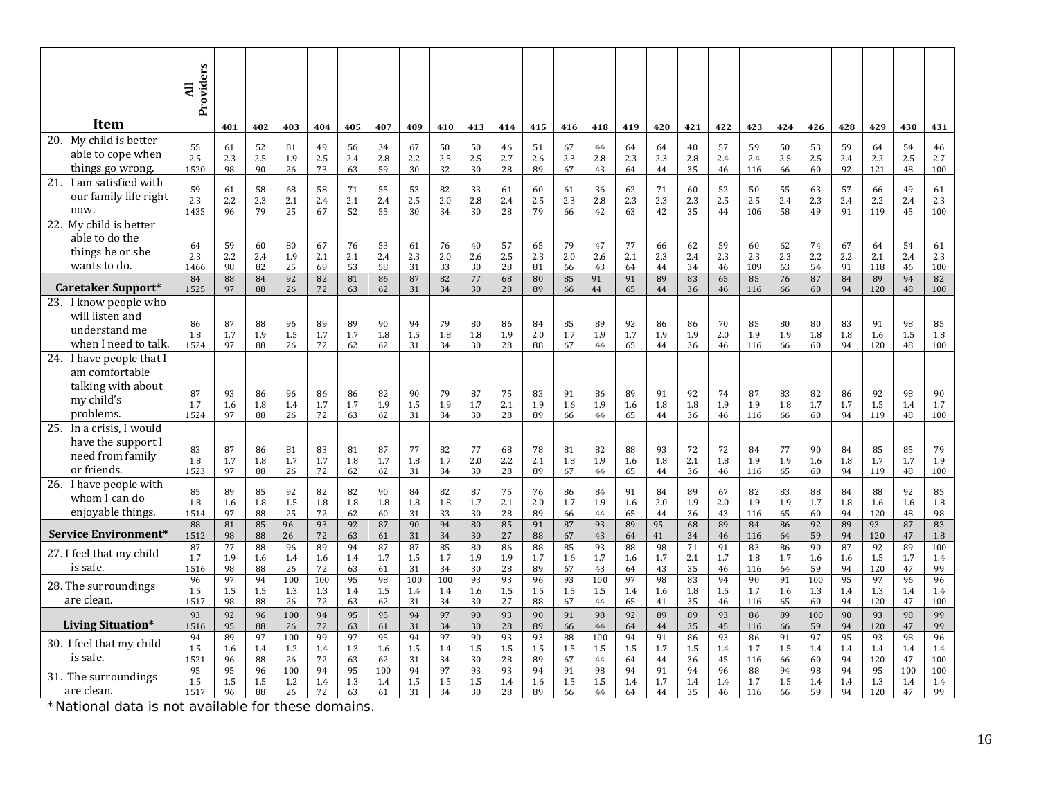| Item | All Providers | 401 | 402 | 403 | 404 | 405 | 407 | 409 | 410 | 413 | 414 | 415 | 416 | 418 | 419 | 420 | 421 | 422 | 423 | 424 | 426 | 428 | 429 | 430 | 431 |
|---|---|---|---|---|---|---|---|---|---|---|---|---|---|---|---|---|---|---|---|---|---|---|---|---|---|
| 20. My child is better able to cope when things go wrong. | 55<br>2.5<br>1520 | 61<br>2.3<br>98 | 52<br>2.5<br>90 | 81<br>1.9<br>26 | 49<br>2.5<br>73 | 56<br>2.4<br>63 | 34<br>2.8<br>59 | 67<br>2.2<br>30 | 50<br>2.5<br>32 | 50<br>2.5<br>30 | 46<br>2.7<br>28 | 51<br>2.6<br>89 | 67<br>2.3<br>67 | 44<br>2.8<br>43 | 64<br>2.3<br>64 | 64<br>2.3<br>44 | 40<br>2.8<br>35 | 57<br>2.4<br>46 | 59<br>2.4<br>116 | 50<br>2.5<br>66 | 53<br>2.5<br>60 | 59<br>2.4<br>92 | 64<br>2.2<br>121 | 54<br>2.5<br>48 | 46<br>2.7<br>100 |
| 21. I am satisfied with our family life right now. | 59<br>2.3<br>1435 | 61<br>2.2<br>96 | 58<br>2.3<br>79 | 68<br>2.1<br>25 | 58<br>2.4<br>67 | 71<br>2.1<br>52 | 55<br>2.4<br>55 | 53<br>2.5<br>30 | 82<br>2.0<br>34 | 33<br>2.8<br>30 | 61<br>2.4<br>28 | 60<br>2.5<br>79 | 61<br>2.3<br>66 | 36<br>2.8<br>42 | 62<br>2.3<br>63 | 71<br>2.3<br>42 | 60<br>2.3<br>35 | 52<br>2.5<br>44 | 50<br>2.5<br>106 | 55<br>2.4<br>58 | 63<br>2.3<br>49 | 57<br>2.4<br>91 | 66<br>2.2<br>119 | 49<br>2.4<br>45 | 61<br>2.3<br>100 |
| 22. My child is better able to do the things he or she wants to do. | 64<br>2.3<br>1466 | 59<br>2.2<br>98 | 60<br>2.4<br>82 | 80<br>1.9<br>25 | 67<br>2.1<br>69 | 76<br>2.1<br>53 | 53<br>2.4<br>58 | 61<br>2.3<br>31 | 76<br>2.0<br>33 | 40<br>2.6<br>30 | 57<br>2.5<br>28 | 65<br>2.3<br>81 | 79<br>2.0<br>66 | 47<br>2.6<br>43 | 77<br>2.1<br>64 | 66<br>2.3<br>44 | 62<br>2.4<br>34 | 59<br>2.3<br>46 | 60<br>2.3<br>109 | 62<br>2.3<br>63 | 74<br>2.2<br>54 | 67<br>2.2<br>91 | 64<br>2.1<br>118 | 54<br>2.4<br>46 | 61<br>2.3<br>100 |
| **Caretaker Support*** | 84<br>1525 | 88<br>97 | 84<br>88 | 92<br>26 | 82<br>72 | 81<br>63 | 86<br>62 | 87<br>31 | 82<br>34 | 77<br>30 | 68<br>28 | 80<br>89 | 85<br>66 | 91<br>44 | 91<br>65 | 89<br>44 | 83<br>36 | 65<br>46 | 85<br>116 | 76<br>66 | 87<br>60 | 84<br>94 | 89<br>120 | 94<br>48 | 82<br>100 |
| 23. I know people who will listen and understand me when I need to talk. | 86<br>1.8<br>1524 | 87<br>1.7<br>97 | 88<br>1.9<br>88 | 96<br>1.5<br>26 | 89<br>1.7<br>72 | 89<br>1.7<br>62 | 90<br>1.8<br>62 | 94<br>1.5<br>31 | 79<br>1.8<br>34 | 80<br>1.8<br>30 | 86<br>1.9<br>28 | 84<br>2.0<br>88 | 85<br>1.7<br>67 | 89<br>1.9<br>44 | 92<br>1.7<br>65 | 86<br>1.9<br>44 | 86<br>1.9<br>36 | 70<br>2.0<br>46 | 85<br>1.9<br>116 | 80<br>1.9<br>66 | 80<br>1.8<br>60 | 83<br>1.8<br>94 | 91<br>1.6<br>120 | 98<br>1.5<br>48 | 85<br>1.8<br>100 |
| 24. I have people that I am comfortable talking with about my child's problems. | 87<br>1.7<br>1524 | 93<br>1.6<br>97 | 86<br>1.8<br>88 | 96<br>1.4<br>26 | 86<br>1.7<br>72 | 86<br>1.7<br>63 | 82<br>1.9<br>62 | 90<br>1.5<br>31 | 79<br>1.9<br>34 | 87<br>1.7<br>30 | 75<br>2.1<br>28 | 83<br>1.9<br>89 | 91<br>1.6<br>66 | 86<br>1.9<br>44 | 89<br>1.6<br>65 | 91<br>1.8<br>44 | 92<br>1.8<br>36 | 74<br>1.9<br>46 | 87<br>1.9<br>116 | 83<br>1.8<br>66 | 82<br>1.7<br>60 | 86<br>1.7<br>94 | 92<br>1.5<br>119 | 98<br>1.4<br>48 | 90<br>1.7<br>100 |
| 25. In a crisis, I would have the support I need from family or friends. | 83<br>1.8<br>1523 | 87<br>1.7<br>97 | 86<br>1.8<br>88 | 81<br>1.7<br>26 | 83<br>1.7<br>72 | 81<br>1.8<br>62 | 87<br>1.7<br>62 | 77<br>1.8<br>31 | 82<br>1.7<br>34 | 77<br>2.0<br>30 | 68<br>2.2<br>28 | 78<br>2.1<br>89 | 81<br>1.8<br>67 | 82<br>1.9<br>44 | 88<br>1.6<br>65 | 93<br>1.8<br>44 | 72<br>2.1<br>36 | 72<br>1.8<br>46 | 84<br>1.9<br>116 | 77<br>1.9<br>65 | 90<br>1.6<br>60 | 84<br>1.8<br>94 | 85<br>1.7<br>119 | 85<br>1.7<br>48 | 79<br>1.9<br>100 |
| 26. I have people with whom I can do enjoyable things. | 85<br>1.8<br>1514 | 89<br>1.6<br>97 | 85<br>1.8<br>88 | 92<br>1.5<br>25 | 82<br>1.8<br>72 | 82<br>1.8<br>62 | 90<br>1.8<br>60 | 84<br>1.8<br>31 | 82<br>1.8<br>33 | 87<br>1.7<br>30 | 75<br>2.1<br>28 | 76<br>2.0<br>89 | 86<br>1.7<br>66 | 84<br>1.9<br>44 | 91<br>1.6<br>65 | 84<br>2.0<br>44 | 89<br>1.9<br>36 | 67<br>2.0<br>43 | 82<br>1.9<br>116 | 83<br>1.9<br>65 | 88<br>1.7<br>60 | 84<br>1.8<br>94 | 88<br>1.6<br>120 | 92<br>1.6<br>48 | 85<br>1.8<br>98 |
| **Service Environment*** | 88<br>1512 | 81<br>98 | 85<br>88 | 96<br>26 | 93<br>72 | 92<br>63 | 87<br>61 | 90<br>31 | 94<br>34 | 80<br>30 | 85<br>27 | 91<br>88 | 87<br>67 | 93<br>43 | 89<br>64 | 95<br>41 | 68<br>34 | 89<br>46 | 84<br>116 | 86<br>64 | 92<br>59 | 89<br>94 | 93<br>120 | 87<br>47 | 83<br>1.8 |
| 27. I feel that my child is safe. | 87<br>1.7<br>1516 | 77<br>1.9<br>98 | 88<br>1.6<br>88 | 96<br>1.4<br>26 | 89<br>1.6<br>72 | 94<br>1.4<br>63 | 87<br>1.7<br>61 | 87<br>1.5<br>31 | 85<br>1.7<br>34 | 80<br>1.9<br>30 | 86<br>1.9<br>28 | 88<br>1.7<br>89 | 85<br>1.6<br>67 | 93<br>1.7<br>43 | 88<br>1.6<br>64 | 98<br>1.7<br>43 | 71<br>2.1<br>35 | 91<br>1.7<br>46 | 83<br>1.8<br>116 | 86<br>1.7<br>64 | 90<br>1.6<br>59 | 87<br>1.6<br>94 | 92<br>1.5<br>120 | 89<br>1.7<br>47 | 100<br>1.4<br>99 |
| 28. The surroundings are clean. | 96<br>1.5<br>1517 | 97<br>1.5<br>98 | 94<br>1.5<br>88 | 100<br>1.3<br>26 | 100<br>1.3<br>72 | 95<br>1.4<br>63 | 98<br>1.5<br>62 | 100<br>1.4<br>31 | 100<br>1.4<br>34 | 93<br>1.6<br>30 | 93<br>1.5<br>27 | 96<br>1.5<br>88 | 93<br>1.5<br>67 | 100<br>1.5<br>44 | 97<br>1.4<br>65 | 98<br>1.6<br>41 | 83<br>1.8<br>35 | 94<br>1.5<br>46 | 90<br>1.7<br>116 | 91<br>1.6<br>65 | 100<br>1.3<br>60 | 95<br>1.4<br>94 | 97<br>1.3<br>120 | 96<br>1.4<br>47 | 96<br>1.4<br>100 |
| **Living Situation*** | 93<br>1516 | 92<br>95 | 96<br>88 | 100<br>26 | 94<br>72 | 95<br>63 | 95<br>61 | 94<br>31 | 97<br>34 | 90<br>30 | 93<br>28 | 90<br>89 | 91<br>66 | 98<br>44 | 92<br>64 | 89<br>44 | 89<br>35 | 93<br>45 | 86<br>116 | 89<br>66 | 100<br>59 | 90<br>94 | 93<br>120 | 98<br>47 | 99<br>99 |
| 30. I feel that my child is safe. | 94<br>1.5<br>1521 | 89<br>1.6<br>96 | 97<br>1.4<br>88 | 100<br>1.2<br>26 | 99<br>1.4<br>72 | 97<br>1.3<br>63 | 95<br>1.6<br>62 | 94<br>1.5<br>31 | 97<br>1.4<br>34 | 90<br>1.5<br>30 | 93<br>1.5<br>28 | 93<br>1.5<br>89 | 88<br>1.5<br>67 | 100<br>1.5<br>44 | 94<br>1.5<br>64 | 91<br>1.7<br>44 | 86<br>1.5<br>36 | 93<br>1.4<br>45 | 86<br>1.7<br>116 | 91<br>1.5<br>66 | 97<br>1.4<br>60 | 95<br>1.4<br>94 | 93<br>1.4<br>120 | 98<br>1.4<br>47 | 96<br>1.4<br>100 |
| 31. The surroundings are clean. | 95<br>1.5<br>1517 | 95<br>1.5<br>96 | 96<br>1.5<br>88 | 100<br>1.2<br>26 | 94<br>1.4<br>72 | 95<br>1.3<br>63 | 100<br>1.4<br>61 | 94<br>1.5<br>31 | 97<br>1.5<br>34 | 93<br>1.5<br>30 | 93<br>1.4<br>28 | 94<br>1.6<br>89 | 91<br>1.5<br>66 | 98<br>1.5<br>44 | 94<br>1.4<br>64 | 91<br>1.7<br>44 | 94<br>1.4<br>35 | 96<br>1.4<br>46 | 88<br>1.7<br>116 | 94<br>1.5<br>66 | 98<br>1.4<br>59 | 94<br>1.4<br>94 | 95<br>1.3<br>120 | 100<br>1.4<br>47 | 100<br>1.4<br>99 |

*National data is not available for these domains.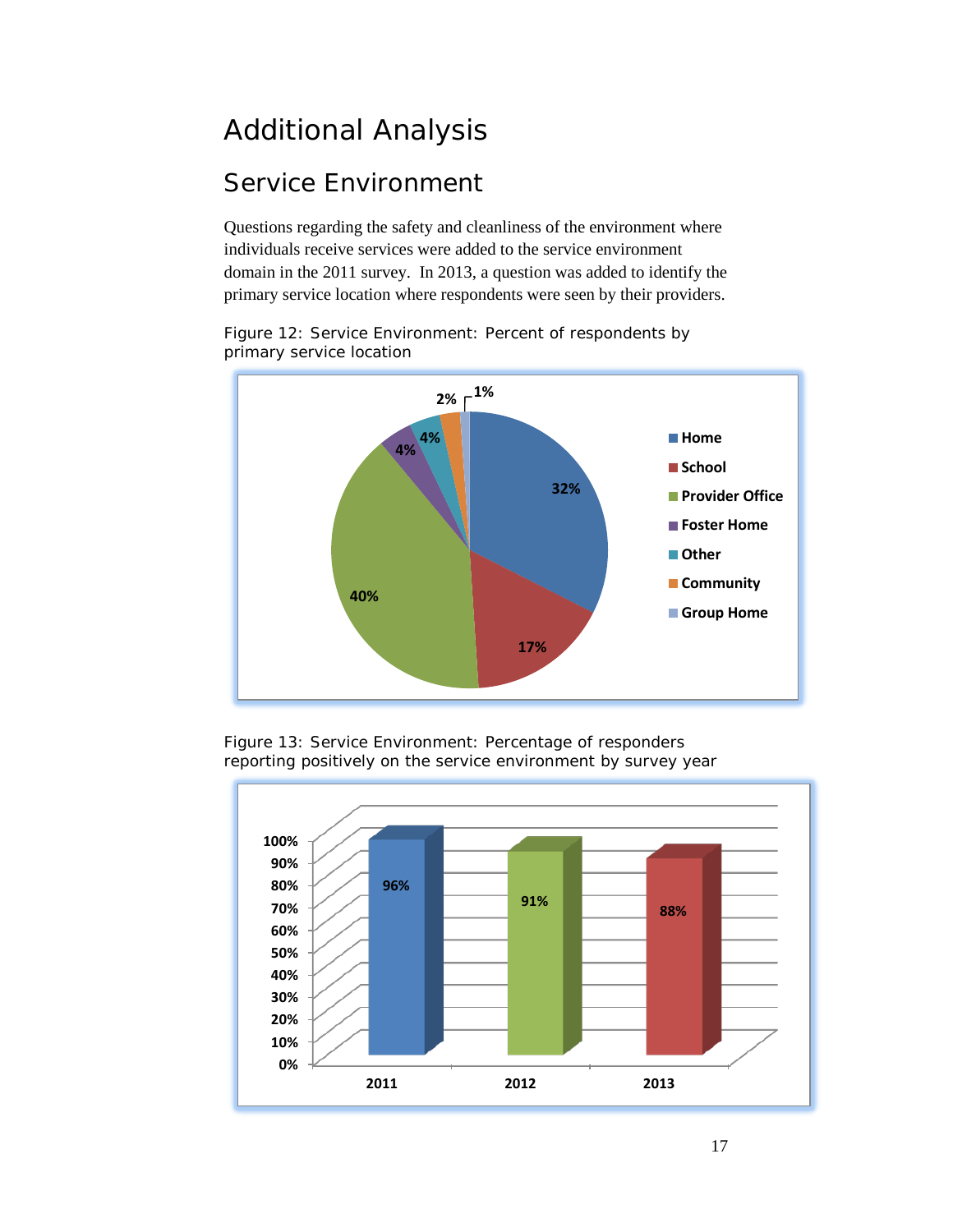# Additional Analysis

## Service Environment

Questions regarding the safety and cleanliness of the environment where individuals receive services were added to the service environment domain in the 2011 survey. In 2013, a question was added to identify the primary service location where respondents were seen by their providers.

Figure 12: Service Environment: Percent of respondents by primary service location

| Location | Percent |
|---|---|
| Home | 32% |
| School | 17% |
| Provider Office | 40% |
| Foster Home | 4% |
| Other | 4% |
| Community | 2% |
| Group Home | 1% |

Figure 13: Service Environment: Percentage of responders reporting positively on the service environment by survey year

| Year | Percent |
|---|---|
| 2011 | 96% |
| 2012 | 91% |
| 2013 | 88% |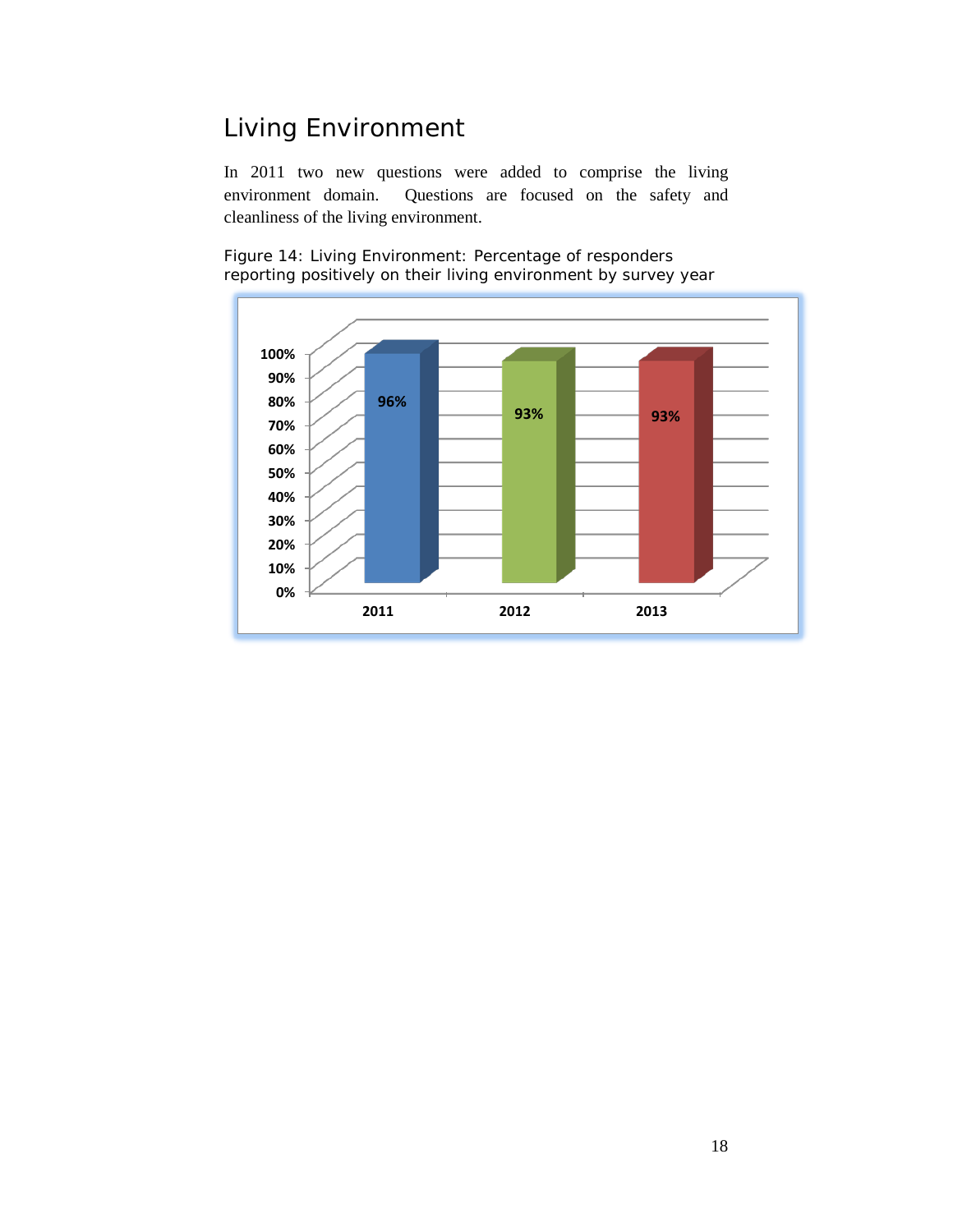## Living Environment

In 2011 two new questions were added to comprise the living environment domain. Questions are focused on the safety and cleanliness of the living environment.

Figure 14: Living Environment: Percentage of responders reporting positively on their living environment by survey year

| Year | Percentage |
|---|---|
| 2011 | 96% |
| 2012 | 93% |
| 2013 | 93% |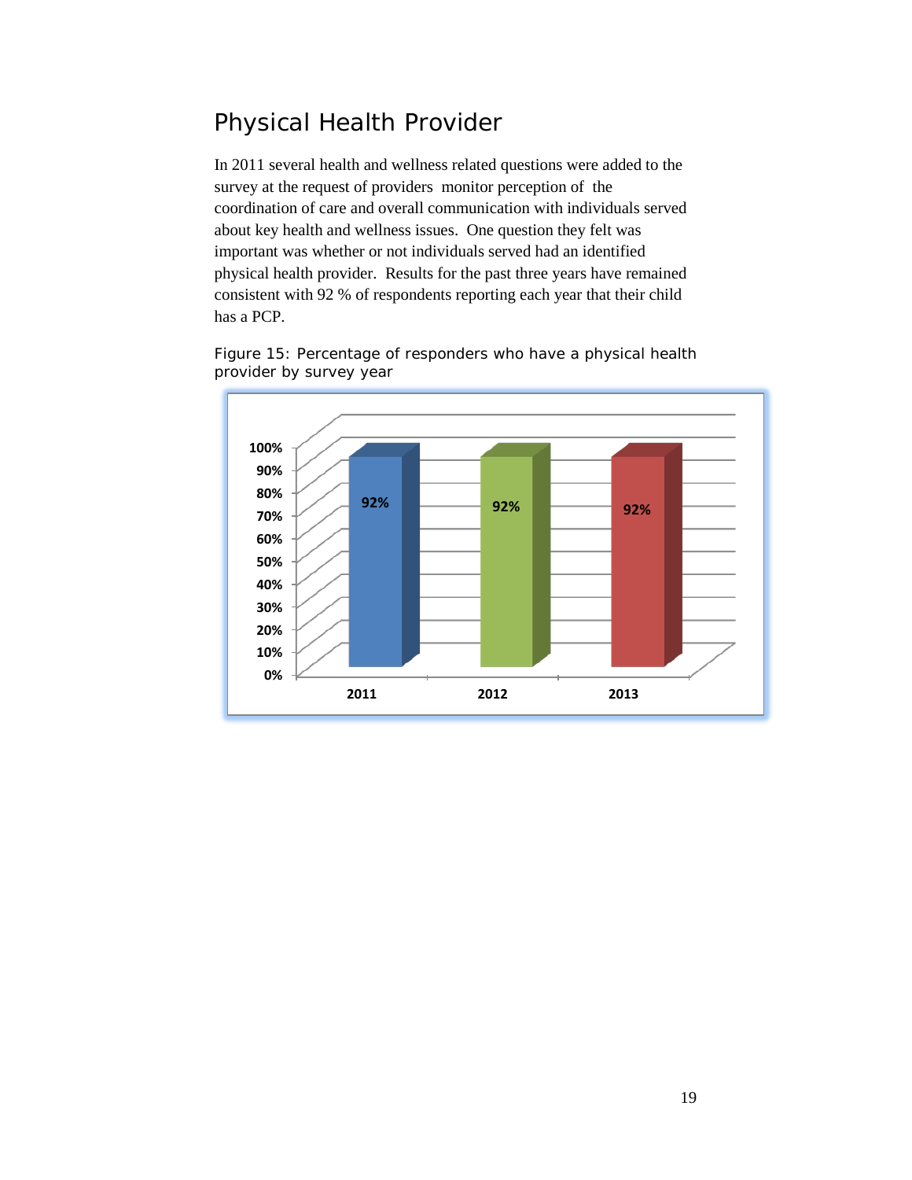## Physical Health Provider

In 2011 several health and wellness related questions were added to the survey at the request of providers monitor perception of the coordination of care and overall communication with individuals served about key health and wellness issues. One question they felt was important was whether or not individuals served had an identified physical health provider. Results for the past three years have remained consistent with 92 % of respondents reporting each year that their child has a PCP.

Figure 15: Percentage of responders who have a physical health provider by survey year

| Survey Year | Percentage |
|---|---|
| 2011 | 92% |
| 2012 | 92% |
| 2013 | 92% |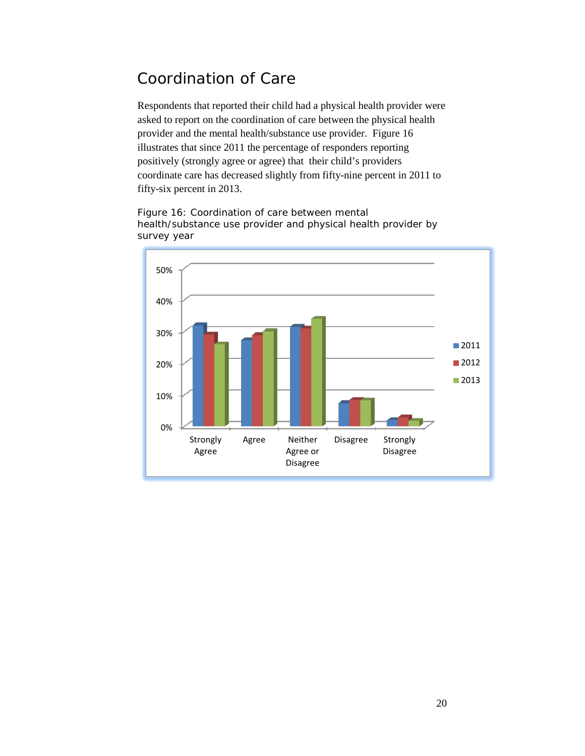## Coordination of Care

Respondents that reported their child had a physical health provider were asked to report on the coordination of care between the physical health provider and the mental health/substance use provider. Figure 16 illustrates that since 2011 the percentage of responders reporting positively (strongly agree or agree) that their child's providers coordinate care has decreased slightly from fifty-nine percent in 2011 to fifty-six percent in 2013.

Figure 16: Coordination of care between mental health/substance use provider and physical health provider by survey year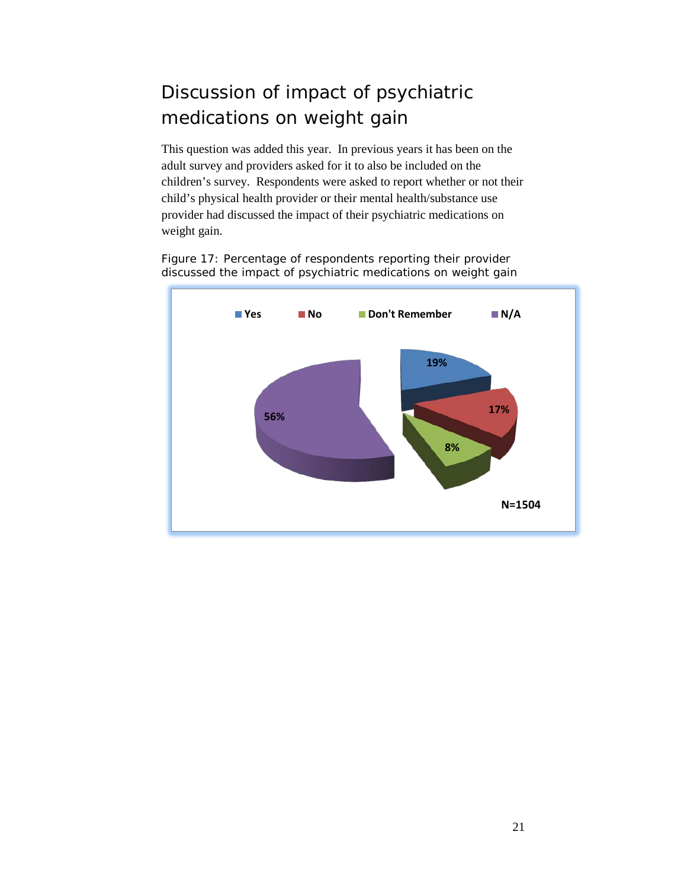# Discussion of impact of psychiatric medications on weight gain

This question was added this year. In previous years it has been on the adult survey and providers asked for it to also be included on the children's survey. Respondents were asked to report whether or not their child's physical health provider or their mental health/substance use provider had discussed the impact of their psychiatric medications on weight gain.

Figure 17: Percentage of respondents reporting their provider discussed the impact of psychiatric medications on weight gain

| Response | Percentage |
| --- | --- |
| Yes | 19% |
| No | 17% |
| Don't Remember | 8% |
| N/A | 56% |

N=1504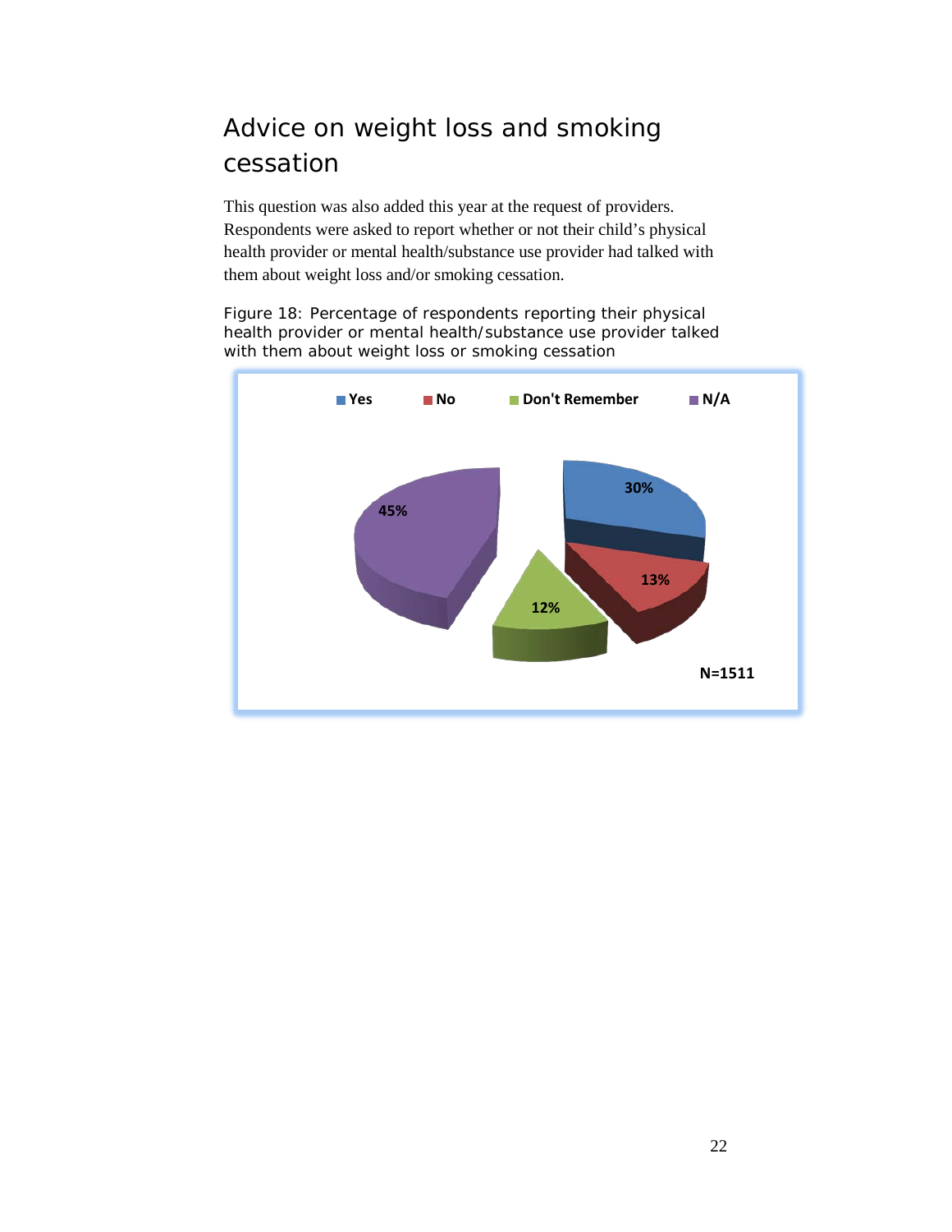## Advice on weight loss and smoking cessation

This question was also added this year at the request of providers. Respondents were asked to report whether or not their child's physical health provider or mental health/substance use provider had talked with them about weight loss and/or smoking cessation.

Figure 18: Percentage of respondents reporting their physical health provider or mental health/substance use provider talked with them about weight loss or smoking cessation

Yes
No
Don't Remember
N/A

30%
13%
12%
45%

N=1511